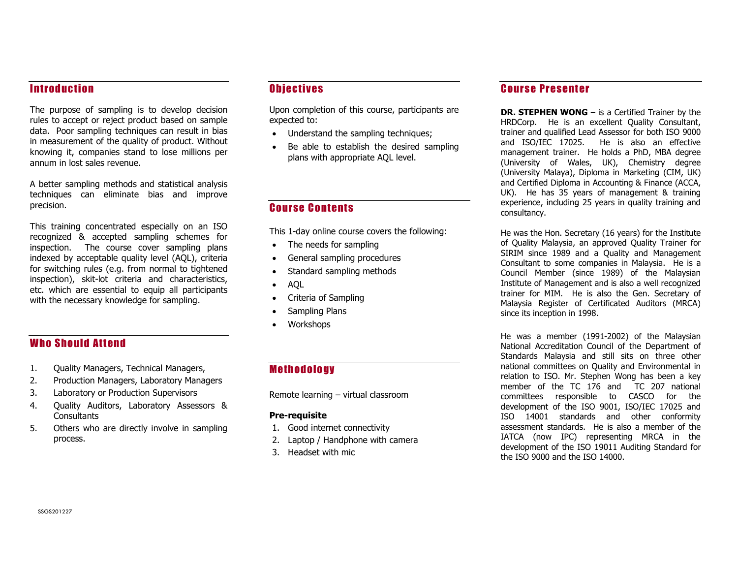## Introduction

The purpose of sampling is to develop decision rules to accept or reject product based on sample data. Poor sampling techniques can result in bias in measurement of the quality of product. Without knowing it, companies stand to lose millions per annum in lost sales revenue.

A better sampling methods and statistical analysis techniques can eliminate bias and improve precision.

This training concentrated especially on an ISO recognized & accepted sampling schemes for inspection. The course cover sampling plans indexed by acceptable quality level (AQL), criteria for switching rules (e.g. from normal to tightened inspection), skit-lot criteria and characteristics, etc. which are essential to equip all participants with the necessary knowledge for sampling.

## Who Should Attend

1. Quality Managers, Technical Managers,
2. Production Managers, Laboratory Managers
3. Laboratory or Production Supervisors
4. Quality Auditors, Laboratory Assessors & Consultants
5. Others who are directly involve in sampling process.

## Objectives

Upon completion of this course, participants are expected to:

- Understand the sampling techniques;
- Be able to establish the desired sampling plans with appropriate AQL level.

## Course Contents

This 1-day online course covers the following:

- The needs for sampling
- General sampling procedures
- Standard sampling methods
- AQL
- Criteria of Sampling
- Sampling Plans
- Workshops

## Methodology

Remote learning – virtual classroom

**Pre-requisite**

1. Good internet connectivity
2. Laptop / Handphone with camera
3. Headset with mic

## Course Presenter

**DR. STEPHEN WONG** – is a Certified Trainer by the HRDCorp. He is an excellent Quality Consultant, trainer and qualified Lead Assessor for both ISO 9000 and ISO/IEC 17025. He is also an effective management trainer. He holds a PhD, MBA degree (University of Wales, UK), Chemistry degree (University Malaya), Diploma in Marketing (CIM, UK) and Certified Diploma in Accounting & Finance (ACCA, UK). He has 35 years of management & training experience, including 25 years in quality training and consultancy.

He was the Hon. Secretary (16 years) for the Institute of Quality Malaysia, an approved Quality Trainer for SIRIM since 1989 and a Quality and Management Consultant to some companies in Malaysia. He is a Council Member (since 1989) of the Malaysian Institute of Management and is also a well recognized trainer for MIM. He is also the Gen. Secretary of Malaysia Register of Certificated Auditors (MRCA) since its inception in 1998.

He was a member (1991-2002) of the Malaysian National Accreditation Council of the Department of Standards Malaysia and still sits on three other national committees on Quality and Environmental in relation to ISO. Mr. Stephen Wong has been a key member of the TC 176 and TC 207 national committees responsible to CASCO for the development of the ISO 9001, ISO/IEC 17025 and ISO 14001 standards and other conformity assessment standards. He is also a member of the IATCA (now IPC) representing MRCA in the development of the ISO 19011 Auditing Standard for the ISO 9000 and the ISO 14000.

SSGS201227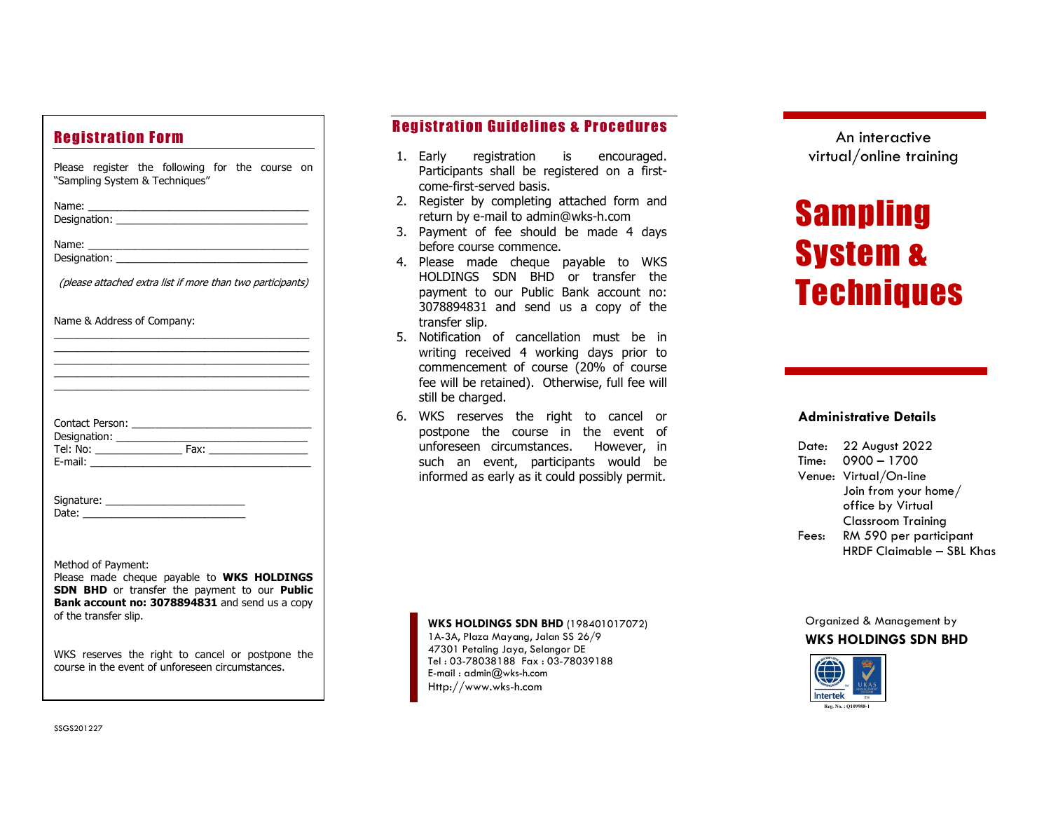## Registration Form

Please register the following for the course on "Sampling System & Techniques"

Name: ______________________________________
Designation: _________________________________

Name: ______________________________________
Designation: _________________________________

*(please attached extra list if more than two participants)*

Name & Address of Company:
____________________________________________
____________________________________________
____________________________________________
____________________________________________
____________________________________________

Contact Person: ______________________________
Designation: _________________________________
Tel: No: ______________ Fax: _________________
E-mail: ______________________________________

Signature: _______________________
Date: ___________________________

Method of Payment:
Please made cheque payable to **WKS HOLDINGS SDN BHD** or transfer the payment to our **Public Bank account no: 3078894831** and send us a copy of the transfer slip.

WKS reserves the right to cancel or postpone the course in the event of unforeseen circumstances.

SSGS201227

## Registration Guidelines & Procedures

1. Early registration is encouraged. Participants shall be registered on a first-come-first-served basis.
2. Register by completing attached form and return by e-mail to admin@wks-h.com
3. Payment of fee should be made 4 days before course commence.
4. Please made cheque payable to WKS HOLDINGS SDN BHD or transfer the payment to our Public Bank account no: 3078894831 and send us a copy of the transfer slip.
5. Notification of cancellation must be in writing received 4 working days prior to commencement of course (20% of course fee will be retained). Otherwise, full fee will still be charged.
6. WKS reserves the right to cancel or postpone the course in the event of unforeseen circumstances. However, in such an event, participants would be informed as early as it could possibly permit.

**WKS HOLDINGS SDN BHD** (198401017072)
1A-3A, Plaza Mayang, Jalan SS 26/9
47301 Petaling Jaya, Selangor DE
Tel : 03-78038188 Fax : 03-78039188
E-mail : admin@wks-h.com
Http://www.wks-h.com

An interactive virtual/online training

# Sampling System & Techniques

### Administrative Details

Date: 22 August 2022
Time: 0900 – 1700
Venue: Virtual/On-line
Join from your home/ office by Virtual Classroom Training
Fees: RM 590 per participant
HRDF Claimable – SBL Khas

Organized & Management by
**WKS HOLDINGS SDN BHD**

Intertek UKAS
Reg. No. : Q109988-1